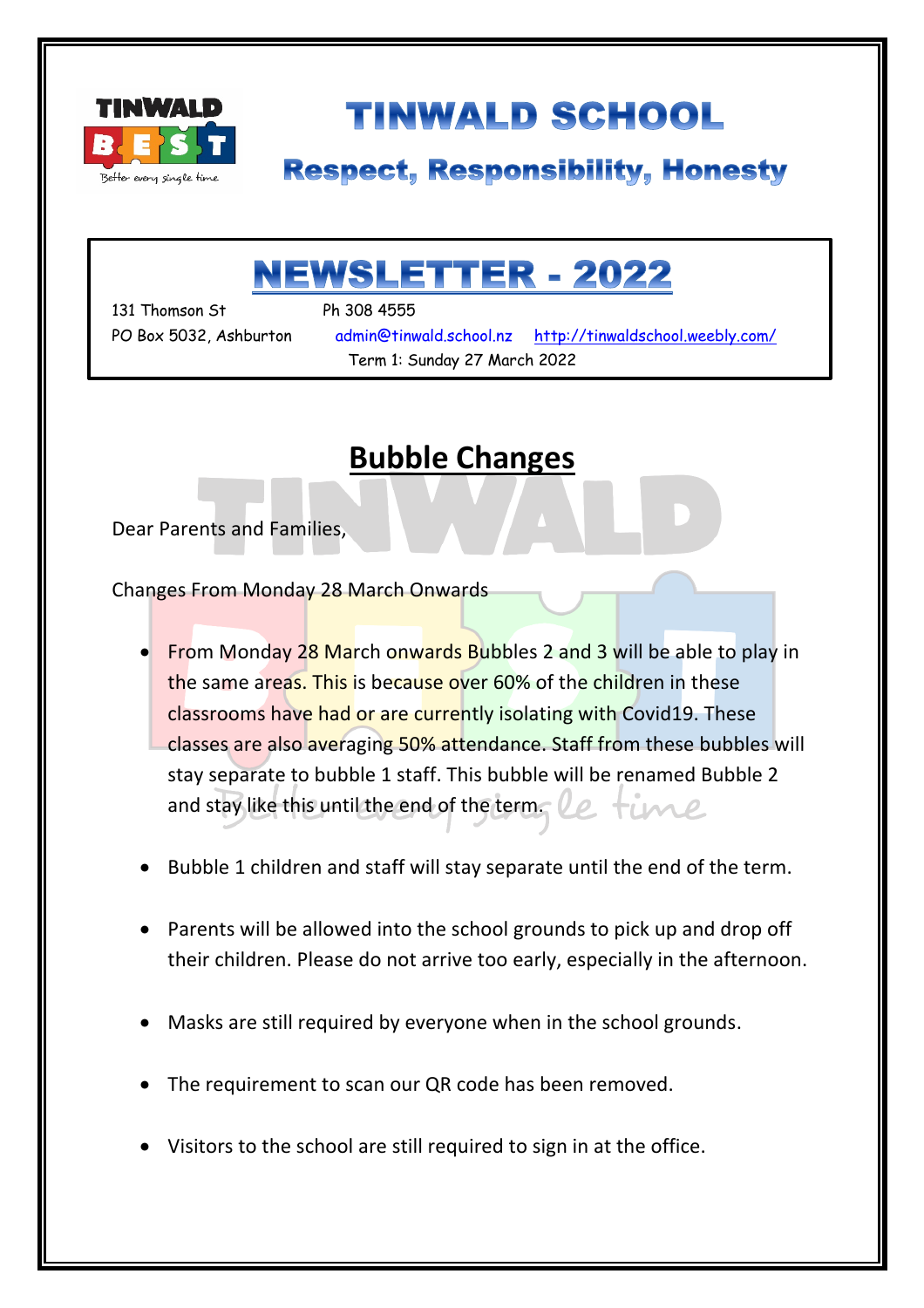# TINWALD SCHOOL

## Respect, Responsibility, Honesty

# NEWSLETTER - 2022

131 Thomson St Ph 308 4555
PO Box 5032, Ashburton admin@tinwald.school.nz http://tinwaldschool.weebly.com/
Term 1: Sunday 27 March 2022

## Bubble Changes

Dear Parents and Families,

Changes From Monday 28 March Onwards

- From Monday 28 March onwards Bubbles 2 and 3 will be able to play in the same areas. This is because over 60% of the children in these classrooms have had or are currently isolating with Covid19. These classes are also averaging 50% attendance. Staff from these bubbles will stay separate to bubble 1 staff. This bubble will be renamed Bubble 2 and stay like this until the end of the term.

- Bubble 1 children and staff will stay separate until the end of the term.

- Parents will be allowed into the school grounds to pick up and drop off their children. Please do not arrive too early, especially in the afternoon.

- Masks are still required by everyone when in the school grounds.

- The requirement to scan our QR code has been removed.

- Visitors to the school are still required to sign in at the office.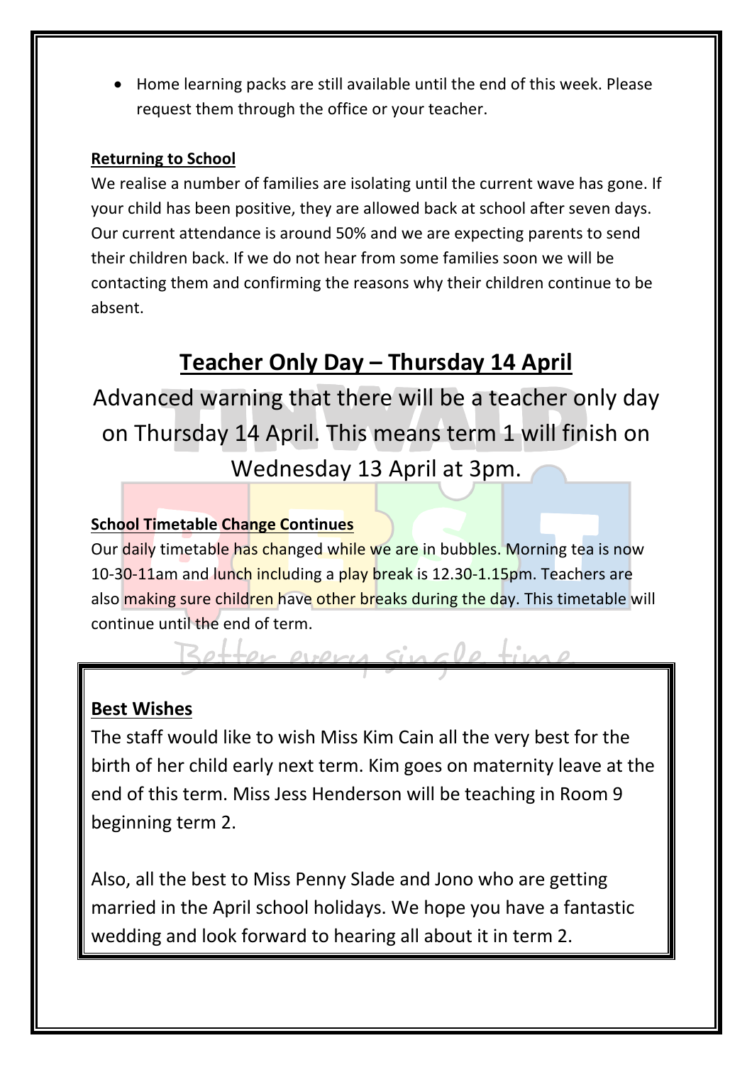- Home learning packs are still available until the end of this week. Please request them through the office or your teacher.

**Returning to School**

We realise a number of families are isolating until the current wave has gone. If your child has been positive, they are allowed back at school after seven days. Our current attendance is around 50% and we are expecting parents to send their children back. If we do not hear from some families soon we will be contacting them and confirming the reasons why their children continue to be absent.

## Teacher Only Day – Thursday 14 April

Advanced warning that there will be a teacher only day on Thursday 14 April. This means term 1 will finish on Wednesday 13 April at 3pm.

**School Timetable Change Continues**

Our daily timetable has changed while we are in bubbles. Morning tea is now 10-30-11am and lunch including a play break is 12.30-1.15pm. Teachers are also making sure children have other breaks during the day. This timetable will continue until the end of term.

**Best Wishes**

The staff would like to wish Miss Kim Cain all the very best for the birth of her child early next term. Kim goes on maternity leave at the end of this term. Miss Jess Henderson will be teaching in Room 9 beginning term 2.

Also, all the best to Miss Penny Slade and Jono who are getting married in the April school holidays. We hope you have a fantastic wedding and look forward to hearing all about it in term 2.